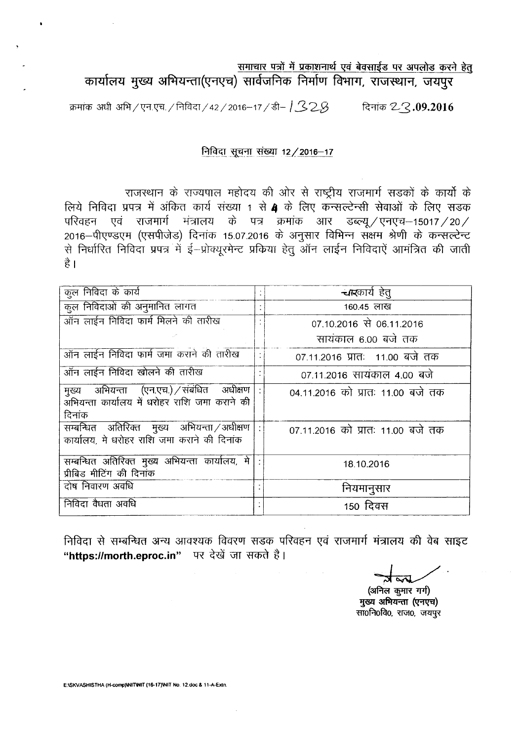समाचार पत्रों में प्रकाशनार्थ एवं बेवसाईड पर अपलोड करने हेतु

# कार्यालय मुख्य अभियन्ता(एनएच) सार्वजनिक निर्माण विभाग, राजस्थान, जयपुर

क्रमांक अधी अभि / एन.एच. / निविदा / 42 / 2016–17 / डी– 1328 दिनांक 23.09.2016

## निविदा सूचना संख्या 12 / 2016–17

राजस्थान के राज्यपाल महोदय की ओर से राष्ट्रीय राजमार्ग सडकों के कार्यो के लिये निविदा प्रपत्र में अंकित कार्य संख्या 1 से 4 के लिए कन्सल्टेन्सी सेवाओं के लिए सडक परिवहन एवं राजमार्ग मंत्रालय के पत्र क्रमांक आर डब्ल्यू / एनएच–15017 / 20 / 2016–पीएण्डएम (एसपीजेड) दिनांक 15.07.2016 के अनुसार विभिन्न सक्षम श्रेणी के कन्सल्टेन्ट से निर्धारित निविदा प्रपत्र में ई–प्रोक्यूरमेन्ट प्रकिया हेतु ऑन लाईन निविदाऐं आमंत्रित की जाती है।

| | | |
|---|---|---|
| कुल निविदा के कार्य | : | चारकार्य हेतु |
| कुल निविदाओं की अनुमानित लागत | : | 160.45 लाख |
| ऑन लाईन निविदा फार्म मिलने की तारीख | : | 07.10.2016 से 06.11.2016 सायंकाल 6.00 बजे तक |
| ऑन लाईन निविदा फार्म जमा कराने की तारीख | : | 07.11.2016 प्रातः 11.00 बजे तक |
| ऑन लाईन निविदा खोलने की तारीख | : | 07.11.2016 सायंकाल 4.00 बजे |
| मुख्य अभियन्ता (एन.एच.) / संबंधित अधीक्षण अभियन्ता कार्यालय में धरोहर राशि जमा कराने की दिनांक | : | 04.11.2016 को प्रातः 11.00 बजे तक |
| सम्बन्धित अतिरिक्त मुख्य अभियन्ता / अधीक्षण कार्यालय, मे धरोहर राशि जमा कराने की दिनांक | : | 07.11.2016 को प्रातः 11.00 बजे तक |
| सम्बन्धित अतिरिक्त मुख्य अभियन्ता कार्यालय, मे प्रीबिड मीटिंग की दिनांक | : | 18.10.2016 |
| दोष निवारण अवधि | : | नियमानुसार |
| निविदा वैधता अवधि | : | 150 दिवस |

निविदा से सम्बन्धित अन्य आवश्यक विवरण सडक परिवहन एवं राजमार्ग मंत्रालय की वेब साइट **"https://morth.eproc.in"** पर देखें जा सकते है।

(अनिल कुमार गर्ग)
मुख्य अभियन्ता (एनएच)
सा0नि0वि0, राज0, जयपुर

E:\SKVASHISTHA (H-comp)\NIT\NIT (16-17)\NIT No. 12.doc & 11-A-Extn.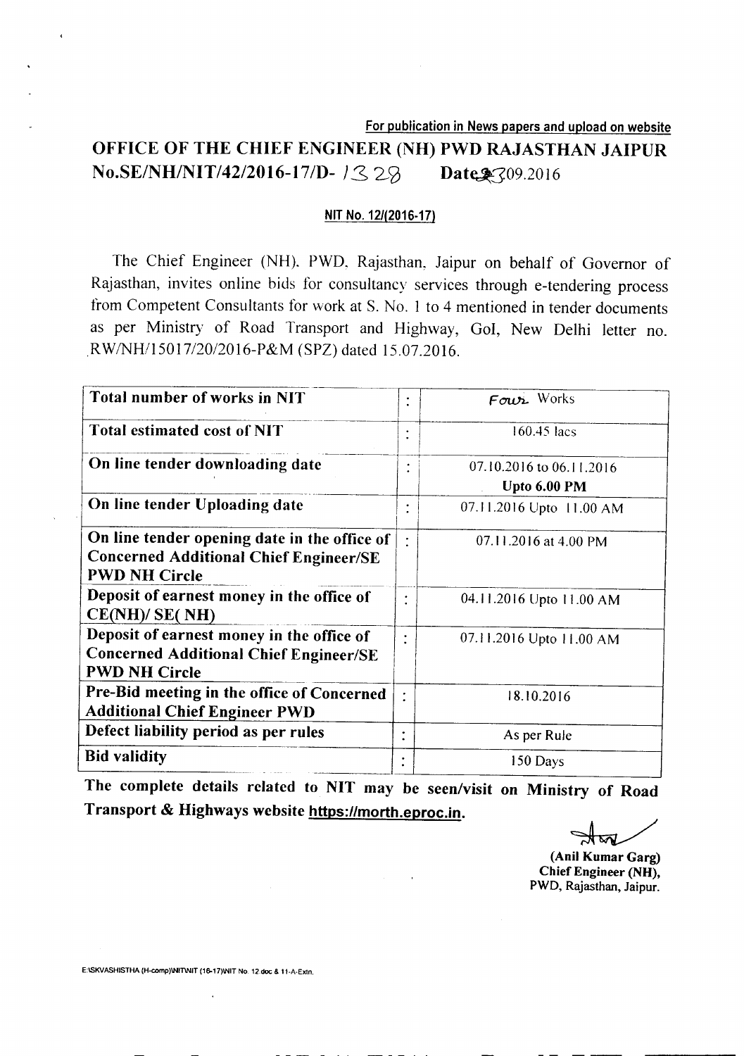**For publication in News papers and upload on website**

# OFFICE OF THE CHIEF ENGINEER (NH) PWD RAJASTHAN JAIPUR

**No.SE/NH/NIT/42/2016-17/D- 1328 Date23.09.2016**

**NIT No. 12/(2016-17)**

The Chief Engineer (NH), PWD, Rajasthan, Jaipur on behalf of Governor of Rajasthan, invites online bids for consultancy services through e-tendering process from Competent Consultants for work at S. No. 1 to 4 mentioned in tender documents as per Ministry of Road Transport and Highway, GoI, New Delhi letter no. RW/NH/15017/20/2016-P&M (SPZ) dated 15.07.2016.

| | | |
|---|---|---|
| **Total number of works in NIT** | : | Four Works |
| **Total estimated cost of NIT** | : | 160.45 lacs |
| **On line tender downloading date** | : | 07.10.2016 to 06.11.2016 **Upto 6.00 PM** |
| **On line tender Uploading date** | : | 07.11.2016 Upto 11.00 AM |
| **On line tender opening date in the office of Concerned Additional Chief Engineer/SE PWD NH Circle** | : | 07.11.2016 at 4.00 PM |
| **Deposit of earnest money in the office of CE(NH)/ SE( NH)** | : | 04.11.2016 Upto 11.00 AM |
| **Deposit of earnest money in the office of Concerned Additional Chief Engineer/SE PWD NH Circle** | : | 07.11.2016 Upto 11.00 AM |
| **Pre-Bid meeting in the office of Concerned Additional Chief Engineer PWD** | : | 18.10.2016 |
| **Defect liability period as per rules** | : | As per Rule |
| **Bid validity** | : | 150 Days |

**The complete details related to NIT may be seen/visit on Ministry of Road Transport & Highways website https://morth.eproc.in.**

**(Anil Kumar Garg)**
**Chief Engineer (NH),**
PWD, Rajasthan, Jaipur.

E:\SKVASHISTHA (H-comp)\NIT\NIT (16-17)\NIT No. 12.doc & 11-A-Extn.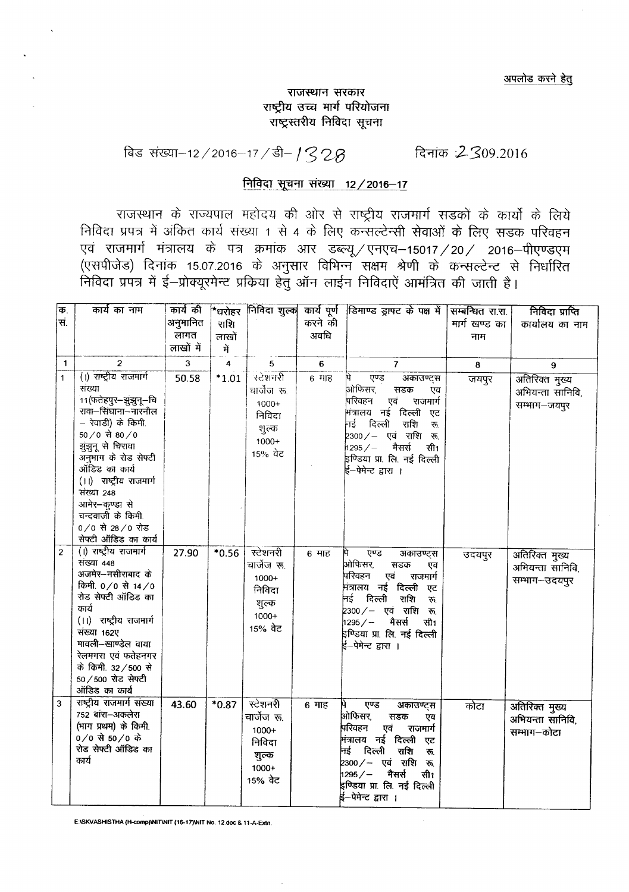अपलोड करने हेतु

# राजस्थान सरकार
## राष्ट्रीय उच्च मार्ग परियोजना
### राष्ट्रस्तरीय निविदा सूचना

बिड संख्या–12/2016–17/डी–1328 दिनांक 23.09.2016

**निविदा सूचना संख्या 12/2016–17**

राजस्थान के राज्यपाल महोदय की ओर से राष्ट्रीय राजमार्ग सडकों के कार्यो के लिये निविदा प्रपत्र में अंकित कार्य संख्या 1 से 4 के लिए कन्सल्टेन्सी सेवाओं के लिए सडक परिवहन एवं राजमार्ग मंत्रालय के पत्र क्रमांक आर डब्ल्यू/एनएच–15017/20/ 2016–पीएण्डएम (एसपीजेड) दिनांक 15.07.2016 के अनुसार विभिन्न सक्षम श्रेणी के कन्सल्टेन्ट से निर्धारित निविदा प्रपत्र में ई–प्रोक्यूरमेन्ट प्रकिया हेतु ऑन लाईन निविदाऐं आमंत्रित की जाती है।

| क्र. सं. | कार्य का नाम | कार्य की अनुमानित लागत लाखों में | *धरोहर राशि लाखों में | निविदा शुल्क | कार्य पूर्ण करने की अवधि | डिमाण्ड ड्राफ्ट के पक्ष में | सम्बन्धित रा.रा. मार्ग खण्ड का नाम | निविदा प्राप्ति कार्यालय का नाम |
|---|---|---|---|---|---|---|---|---|
| 1 | 2 | 3 | 4 | 5 | 6 | 7 | 8 | 9 |
| 1 | (I) राष्ट्रीय राजमार्ग संख्या 11(फतेहपुर–झुंझुनू–चिरावा–सिंघाना–नारनौल – रेवाडी) के किमी. 50/0 से 80/0 झुंझुनू से चिरावा अनुभाग के रोड सेफ्टी ऑडिड का कार्य (II) राष्ट्रीय राजमार्ग संख्या 248 आमेर–कुण्डा से चन्दवाजी के किमी. 0/0 से 28/0 रोड सेफ्टी ऑडिड का कार्य | 50.58 | *1.01 | स्टेशनरी चार्जेज रू. 1000+ निविदा शुल्क 1000+ 15% वेट | 6 माह | पे एण्ड अकाउण्टस ऑफिसर, सडक एव परिवहन एवं राजमार्ग मंत्रालय नई दिल्ली एट नई दिल्ली राशि रू. 2300/– एवं राशि रू. 1295/– मैसर्स सी1 इण्डिया प्रा. लि. नई दिल्ली ई–पेमेन्ट द्वारा । | जयपुर | अतिरिक्त मुख्य अभियन्ता सानिवि, सम्भाग–जयपुर |
| 2 | (I) राष्ट्रीय राजमार्ग संख्या 448 अजमेर–नसीराबाद के किमी. 0/0 से 14/0 रोड सेफ्टी ऑडिड का कार्य (II) राष्ट्रीय राजमार्ग संख्या 162ए मावली–खाण्डेल वाया रेलमगरा एवं फतेहनगर के किमी. 32/500 से 50/500 रोड सेफ्टी ऑडिड का कार्य | 27.90 | *0.56 | स्टेशनरी चार्जेज रू. 1000+ निविदा शुल्क 1000+ 15% वेट | 6 माह | पे एण्ड अकाउण्टस ऑफिसर, सडक एव परिवहन एवं राजमार्ग मंत्रालय नई दिल्ली एट नई दिल्ली राशि रू. 2300/– एवं राशि रू. 1295/– मैसर्स सी1 इण्डिया प्रा. लि. नई दिल्ली ई–पेमेन्ट द्वारा । | उदयपुर | अतिरिक्त मुख्य अभियन्ता सानिवि, सम्भाग–उदयपुर |
| 3 | राष्ट्रीय राजमार्ग संख्या 752 बांरा–अकलेरा (भाग प्रथम) के किमी. 0/0 से 50/0 के रोड सेफ्टी ऑडिड का कार्य | 43.60 | *0.87 | स्टेशनरी चार्जेज रू. 1000+ निविदा शुल्क 1000+ 15% वेट | 6 माह | पे एण्ड अकाउण्टस ऑफिसर, सडक एव परिवहन एवं राजमार्ग मंत्रालय नई दिल्ली एट नई दिल्ली राशि रू. 2300/– एवं राशि रू. 1295/– मैसर्स सी1 इण्डिया प्रा. लि. नई दिल्ली ई–पेमेन्ट द्वारा । | कोटा | अतिरिक्त मुख्य अभियन्ता सानिवि, सम्भाग–कोटा |

E:\SKVASHISTHA (H-comp)\NIT\NIT (16-17)\NIT No. 12 doc & 11-A-Extn.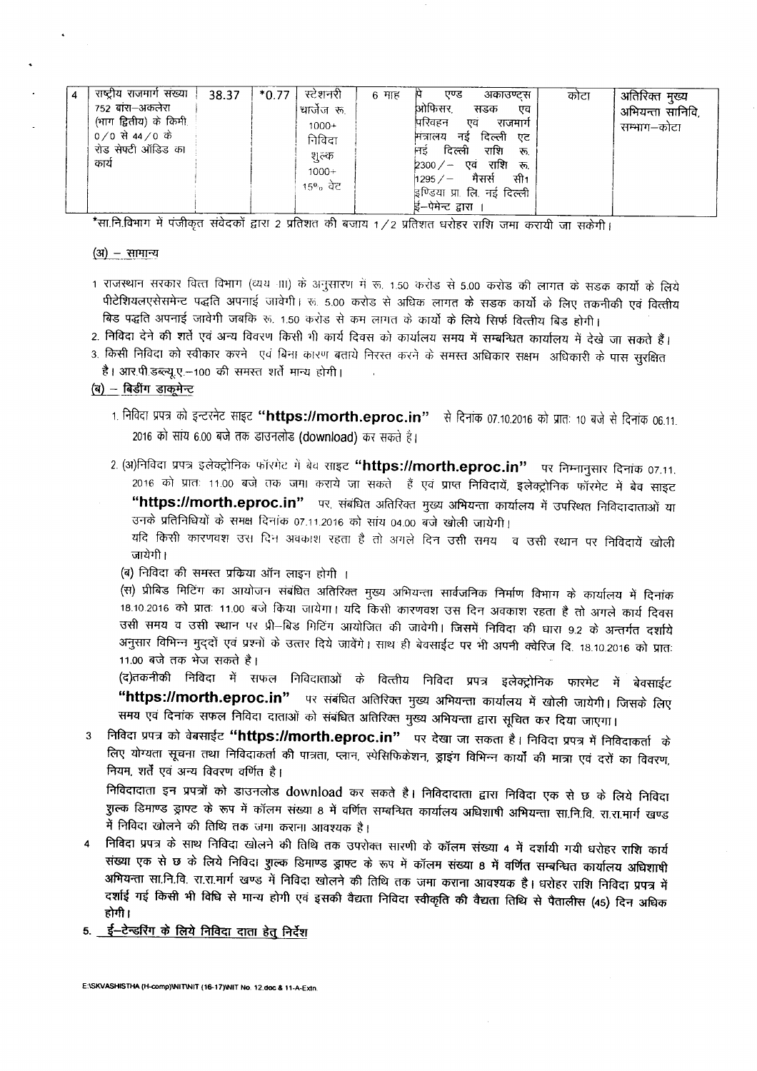| 4 | राष्ट्रीय राजमार्ग संख्या 752 बांरा–अकलेरा (भाग द्वितीय) के किमी. 0/0 से 44/0 के रोड सेफ्टी ऑडिड का कार्य | 38.37 | *0.77 | स्टेशनरी चार्जेज रू. 1000+ निविदा शुल्क 1000+ 15% वेट | 6 माह | पे एण्ड अकाउण्ट्स ओफिसर, सडक एव परिवहन एव राजमार्ग मत्रालय नई दिल्ली एट नई दिल्ली राशि रू. 2300/– एवं राशि रू. 1295/– मैसर्स सी1 इण्डिया प्रा. लि. नई दिल्ली ई–पेमेन्ट द्वारा । | कोटा | अतिरिक्त मुख्य अभियन्ता सानिवि, सम्भाग–कोटा |
|---|---|---|---|---|---|---|---|---|

*सा.नि.विभाग में पंजीकृत संवेदकों द्वारा 2 प्रतिशत की बजाय 1/2 प्रतिशत धरोहर राशि जमा करायी जा सकेगी।

## (अ) – सामान्य

1. राजस्थान सरकार वित्त विभाग (व्यय III) के अनुसारण में रू. 1.50 करोड से 5.00 करोड की लागत के सडक कार्यो के लिये पीटेशियलएसेसमेन्ट पद्धति अपनाई जावेगी। रू. 5.00 करोड से अधिक लागत के सडक कार्यो के लिए तकनीकी एवं वित्तीय बिड पद्धति अपनाई जावेगी जबकि रू. 1.50 करोड से कम लागत के कार्यो के लिये सिर्फ वित्तीय बिड होगी।
2. निविदा देने की शर्ते एवं अन्य विवरण किसी भी कार्य दिवस को कार्यालय समय में सम्बन्धित कार्यालय में देखे जा सकते हैं।
3. किसी निविदा को स्वीकार करने एवं बिना कारण बताये निरस्त करने के समस्त अधिकार सक्षम अधिकारी के पास सुरक्षित है। आर.पी.डब्ल्यू.ए.–100 की समस्त शर्ते मान्य होगी।

## (ब) – बिडींग डाकूमेन्ट

1. निविदा प्रपत्र को इन्टरनेट साइट **"https://morth.eproc.in"** से दिनांक 07.10.2016 को प्रातः 10 बजे से दिनांक 06.11.2016 को सांय 6.00 बजे तक डाउनलोड (download) कर सकते है।

2. (अ)निविदा प्रपत्र इलेक्ट्रोनिक फॉरमेट मे बेव साइट **"https://morth.eproc.in"** पर निम्नानुसार दिनांक 07.11.2016 को प्रातः 11.00 बजे तक जमा कराये जा सकते हैं एवं प्राप्त निविदायें, इलेक्ट्रोनिक फॉरमेट में बेव साइट **"https://morth.eproc.in"** पर, संबंधित अतिरिक्त मुख्य अभियन्ता कार्यालय में उपस्थित निविदादाताओं या उनके प्रतिनिधियों के समक्ष दिनांक 07.11.2016 को सांय 04.00 बजे खोली जायेगी।

   यदि किसी कारणवश उस दिन अवकाश रहता है तो अगले दिन उसी समय व उसी स्थान पर निविदायें खोली जायेगी।

   (ब) निविदा की समस्त प्रक्रिया ऑन लाइन होगी ।

   (स) प्रीबिड मिटिंग का आयोजन संबंधित अतिरिक्त मुख्य अभियन्ता सार्वजनिक निर्माण विभाग के कार्यालय में दिनांक 18.10.2016 को प्रातः 11.00 बजे किया जायेगा। यदि किसी कारणवश उस दिन अवकाश रहता है तो अगले कार्य दिवस उसी समय व उसी स्थान पर प्री–बिड मिटिंग आयोजित की जावेगी। जिसमें निविदा की धारा 9.2 के अन्तर्गत दर्शाये अनुसार विभिन्न मुद्दों एवं प्रश्नों के उत्तर दिये जावेंगे। साथ ही बेवसाईट पर भी अपनी क्वेरिज दि. 18.10.2016 को प्रातः 11.00 बजे तक भेज सकते है।

   (द)तकनीकी निविदा में सफल निविदाताओं के वित्तीय निविदा प्रपत्र इलेक्ट्रोनिक फारमेट में बेवसाईट **"https://morth.eproc.in"** पर संबंधित अतिरिक्त मुख्य अभियन्ता कार्यालय में खोली जायेगी। जिसके लिए समय एवं दिनांक सफल निविदा दाताओं को संबंधित अतिरिक्त मुख्य अभियन्ता द्वारा सूचित कर दिया जाएगा।

3. निविदा प्रपत्र को वेबसाइट **"https://morth.eproc.in"** पर देखा जा सकता है। निविदा प्रपत्र में निविदाकर्ता के लिए योग्यता सूचना तथा निविदाकर्ता की पात्रता, प्लान, स्पेसिफिकेशन, ड्राइंग विभिन्न कार्यों की मात्रा एवं दरों का विवरण, नियम, शर्ते एवं अन्य विवरण वर्णित है।

   निविदादाता इन प्रपत्रों को डाउनलोड download कर सकते है। निविदादाता द्वारा निविदा एक से छ के लिये निविदा शुल्क डिमाण्ड ड्राफ्ट के रूप में कॉलम संख्या 8 में वर्णित सम्बन्धित कार्यालय अधिशाषी अभियन्ता सा.नि.वि. रा.रा.मार्ग खण्ड में निविदा खोलने की तिथि तक जमा कराना आवश्यक है।

4. **निविदा प्रपत्र के साथ निविदा खोलने की तिथि तक उपरोक्त सारणी के कॉलम संख्या 4 में दर्शायी गयी धरोहर राशि कार्य संख्या एक से छ के लिये निविदा शुल्क डिमाण्ड ड्राफ्ट के रूप में कॉलम संख्या 8 में वर्णित सम्बन्धित कार्यालय अधिशाषी अभियन्ता सा.नि.वि. रा.रा.मार्ग खण्ड में निविदा खोलने की तिथि तक जमा कराना आवश्यक है। धरोहर राशि निविदा प्रपत्र में दर्शाई गई किसी भी विधि से मान्य होगी एवं इसकी वैद्यता निविदा स्वीकृति की वैद्यता तिथि से पैतालीस (45) दिन अधिक होगी।**

5. **ई–टेन्डरिंग के लिये निविदा दाता हेतु निर्देश**

E:\SKVASHISTHA (H-comp)\NIT\NIT (16-17)\NIT No. 12.doc & 11-A-Extn.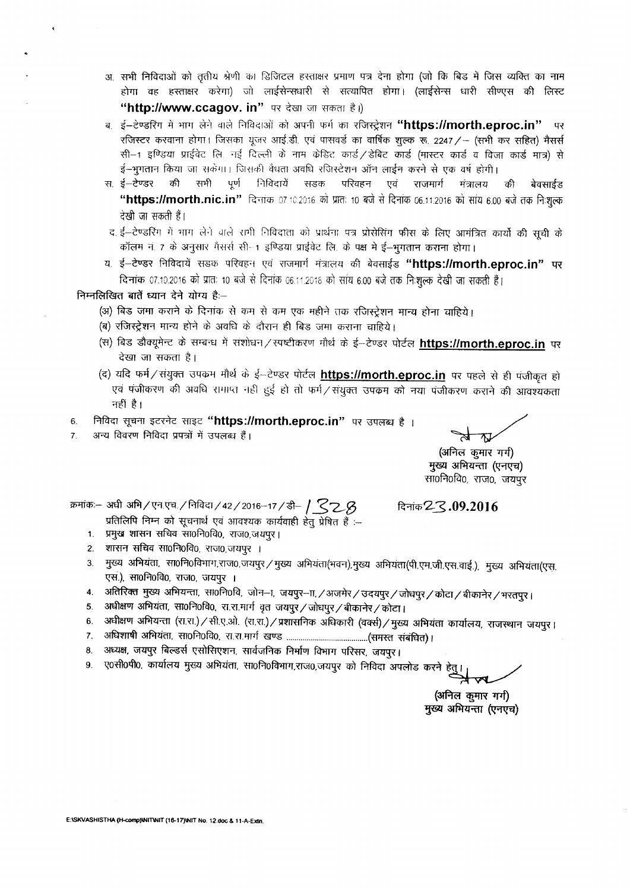अ. सभी निविदाओं को तृतीय श्रेणी का डिजिटल हस्ताक्षर प्रमाण पत्र देना होगा (जो कि बिड में जिस व्यक्ति का नाम होगा वह हस्ताक्षर करेगा) जो लाईसेन्सधारी से सत्यापित होगा। (लाईसेन्स धारी सीएस की लिस्ट **"http://www.ccagov. in"** पर देखा जा सकता है।)

ब. ई–टेण्डरिंग में भाग लेने वाले निविदाओं को अपनी फर्म का रजिस्ट्रेशन **"https://morth.eproc.in"** पर रजिस्टर करवाना होगा। जिसका यूजर आई.डी. एवं पासवर्ड का वार्षिक शुल्क रू. 2247/– (सभी कर सहित) मैसर्स सी–1 इण्डिया प्राईवेट लि. नई दिल्ली के नाम क्रेडिट कार्ड/डेबिट कार्ड (मास्टर कार्ड व विजा कार्ड मात्र) से ई–भुगतान किया जा सकेगा। जिसकी वैधता अवधि रजिस्टेशन ऑन लाईन करने से एक वर्ष होगी।

स. ई–टेण्डर की सभी पूर्ण निविदायें सडक परिवहन एवं राजमार्ग मंत्रालय की बेवसाईड **"https://morth.nic.in"** दिनाक 07.10.2016 को प्रातः 10 बजे से दिनांक 06.11.2016 को सांय 6.00 बजे तक निःशुल्क देखी जा सकती हैं।

द. ई–टेण्डरिंग में भाग लेने वाले सभी निविदाता को प्रार्थना पत्र प्रोसेसिंग फीस के लिए आमंत्रित कार्यो की सूची के कॉलम नं. 7 के अनुसार मैसर्स सी–1 इण्डिया प्राईवेट लि. के पक्ष मे ई–भुगतान कराना होगा।

य. ई–टेण्डर निविदायें सडक परिवहन एवं राजमार्ग मंत्रालय की बेवसाईड **"https://morth.eproc.in"** पर दिनांक 07.10.2016 को प्रातः 10 बजे से दिनांक 06.11.2016 को सांय 6.00 बजे तक निःशुल्क देखी जा सकती हैं।

निम्नलिखित बातें ध्यान देने योग्य है:–

(अ) बिड जमा कराने के दिनांक से कम से कम एक महीने तक रजिस्ट्रेशन मान्य होना चाहिये।

(ब) रजिस्ट्रेशन मान्य होने के अवधि के दौरान ही बिड जमा कराना चाहिये।

(स) बिड डौक्यूमेन्ट के सम्बन्ध में संशोधन/स्पष्टीकरण मौर्थ के ई–टेण्डर पोर्टल **https://morth.eproc.in** पर देखा जा सकता है।

(द) यदि फर्म/संयुक्त उपकम मौर्थ के ई–टेण्डर पोर्टल **https://morth.eproc.in** पर पहले से ही पंजीकृत हो एवं पंजीकरण की अवधि समाप्त नही हुई हो तो फर्म/संयुक्त उपकम को नया पंजीकरण कराने की आवश्यकता नहीं है।

6. निविदा सूचना इटरनेट साइट **"https://morth.eproc.in"** पर उपलब्ध है ।
7. अन्य विवरण निविदा प्रपत्रों में उपलब्ध हैं।

(अनिल कुमार गर्ग)
मुख्य अभियन्ता (एनएच)
सा0नि0वि0, राज0, जयपुर

क्रमांकः– अधी अभि/एन.एच./निविदा/42/2016–17/डी– 1328 &emsp; दिनांक 23.09.2016

प्रतिलिपि निम्न को सूचनार्थ एवं आवश्यक कार्यवाही हेतु प्रेषित हैं :–

1. प्रमुख शासन सचिव सा0नि0वि0, राज0,जयपुर।
2. शासन सचिव सा0नि0वि0, राज0,जयपुर ।
3. मुख्य अभियंता, सा0नि0विभाग,राज0,जयपुर/मुख्य अभियंता(भवन),मुख्य अभियंता(पी.एम.जी.एस.वाई.), मुख्य अभियंता(एस. एस.), सा0नि0वि0, राज0, जयपुर ।
4. अतिरिक्त मुख्य अभियन्ता, सा0नि0वि, जोन–I, जयपुर–II,/अजमेर/उदयपुर/जोधपुर/कोटा/बीकानेर/भरतपुर।
5. अधीक्षण अभियंता, सा0नि0वि0, रा.रा.मार्ग वृत जयपुर/जोधपुर/बीकानेर/कोटा।
6. अधीक्षण अभियन्ता (रा.रा.)/सी.ए.ओ. (रा.रा.)/प्रशासनिक अधिकारी (वर्क्स)/मुख्य अभियंता कार्यालय, राजस्थान जयपुर।
7. अधिशाषी अभियंता, सा0नि0वि0, रा.रा.मार्ग खण्ड ..............................(समस्त संबंधित)।
8. अध्यक्ष, जयपुर बिल्डर्स एसोसिएशन, सार्वजनिक निर्माण विभाग परिसर, जयपुर।
9. ए0सी0पी0, कार्यालय मुख्य अभियंता, सा0नि0विभाग,राज0,जयपुर को निविदा अपलोड करने हेतु।

(अनिल कुमार गर्ग)
मुख्य अभियन्ता (एनएच)

E:\SKVASHISTHA (H-comp)\NIT\NIT (16-17)\NIT No. 12.doc & 11-A-Extn.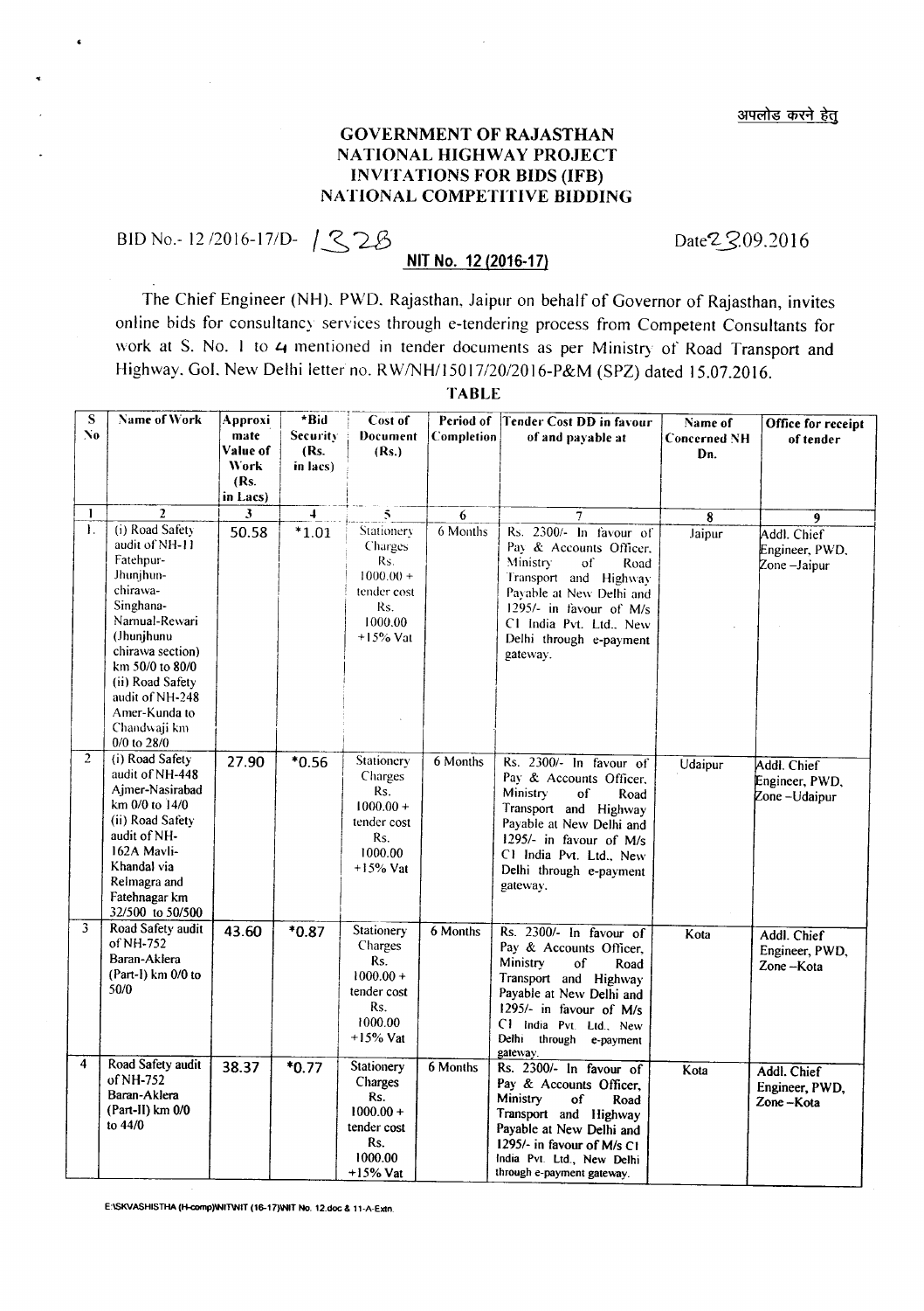अपलोड करने हेतु

# GOVERNMENT OF RAJASTHAN
## NATIONAL HIGHWAY PROJECT
## INVITATIONS FOR BIDS (IFB)
## NATIONAL COMPETITIVE BIDDING

BID No.- 12 /2016-17/D- 1328 Date 23.09.2016

**NIT No. 12 (2016-17)**

The Chief Engineer (NH), PWD, Rajasthan, Jaipur on behalf of Governor of Rajasthan, invites online bids for consultancy services through e-tendering process from Competent Consultants for work at S. No. 1 to 4 mentioned in tender documents as per Ministry of Road Transport and Highway, GoI, New Delhi letter no. RW/NH/15017/20/2016-P&M (SPZ) dated 15.07.2016.

**TABLE**

| S No | Name of Work | Approximate Value of Work (Rs. in Lacs) | *Bid Security (Rs. in lacs) | Cost of Document (Rs.) | Period of Completion | Tender Cost DD in favour of and payable at | Name of Concerned NH Dn. | Office for receipt of tender |
|---|---|---|---|---|---|---|---|---|
| 1 | 2 | 3 | 4 | 5 | 6 | 7 | 8 | 9 |
| 1. | (i) Road Safety audit of NH-11 Fatehpur-Jhunjhun-chirawa-Singhana-Narnual-Rewari (Jhunjhunu chirawa section) km 50/0 to 80/0 (ii) Road Safety audit of NH-248 Amer-Kunda to Chandwaji km 0/0 to 28/0 | 50.58 | *1.01 | Stationery Charges Rs. 1000.00 + tender cost Rs. 1000.00 +15% Vat | 6 Months | Rs. 2300/- In favour of Pay & Accounts Officer, Ministry of Road Transport and Highway Payable at New Delhi and 1295/- in favour of M/s CI India Pvt. Ltd., New Delhi through e-payment gateway. | Jaipur | Addl. Chief Engineer, PWD, Zone –Jaipur |
| 2 | (i) Road Safety audit of NH-448 Ajmer-Nasirabad km 0/0 to 14/0 (ii) Road Safety audit of NH-162A Mavli-Khandal via Relmagra and Fatehnagar km 32/500 to 50/500 | 27.90 | *0.56 | Stationery Charges Rs. 1000.00 + tender cost Rs. 1000.00 +15% Vat | 6 Months | Rs. 2300/- In favour of Pay & Accounts Officer, Ministry of Road Transport and Highway Payable at New Delhi and 1295/- in favour of M/s CI India Pvt. Ltd., New Delhi through e-payment gateway. | Udaipur | Addl. Chief Engineer, PWD, Zone –Udaipur |
| 3 | Road Safety audit of NH-752 Baran-Aklera (Part-I) km 0/0 to 50/0 | 43.60 | *0.87 | Stationery Charges Rs. 1000.00 + tender cost Rs. 1000.00 +15% Vat | 6 Months | Rs. 2300/- In favour of Pay & Accounts Officer, Ministry of Road Transport and Highway Payable at New Delhi and 1295/- in favour of M/s CI India Pvt. Ltd., New Delhi through e-payment gateway. | Kota | Addl. Chief Engineer, PWD, Zone –Kota |
| 4 | Road Safety audit of NH-752 Baran-Aklera (Part-II) km 0/0 to 44/0 | 38.37 | *0.77 | Stationery Charges Rs. 1000.00 + tender cost Rs. 1000.00 +15% Vat | 6 Months | Rs. 2300/- In favour of Pay & Accounts Officer, Ministry of Road Transport and Highway Payable at New Delhi and 1295/- in favour of M/s CI India Pvt. Ltd., New Delhi through e-payment gateway. | Kota | Addl. Chief Engineer, PWD, Zone –Kota |

E:\SKVASHISTHA (H-comp)\NIT\NIT (16-17)\NIT No. 12.doc & 11-A-Extn.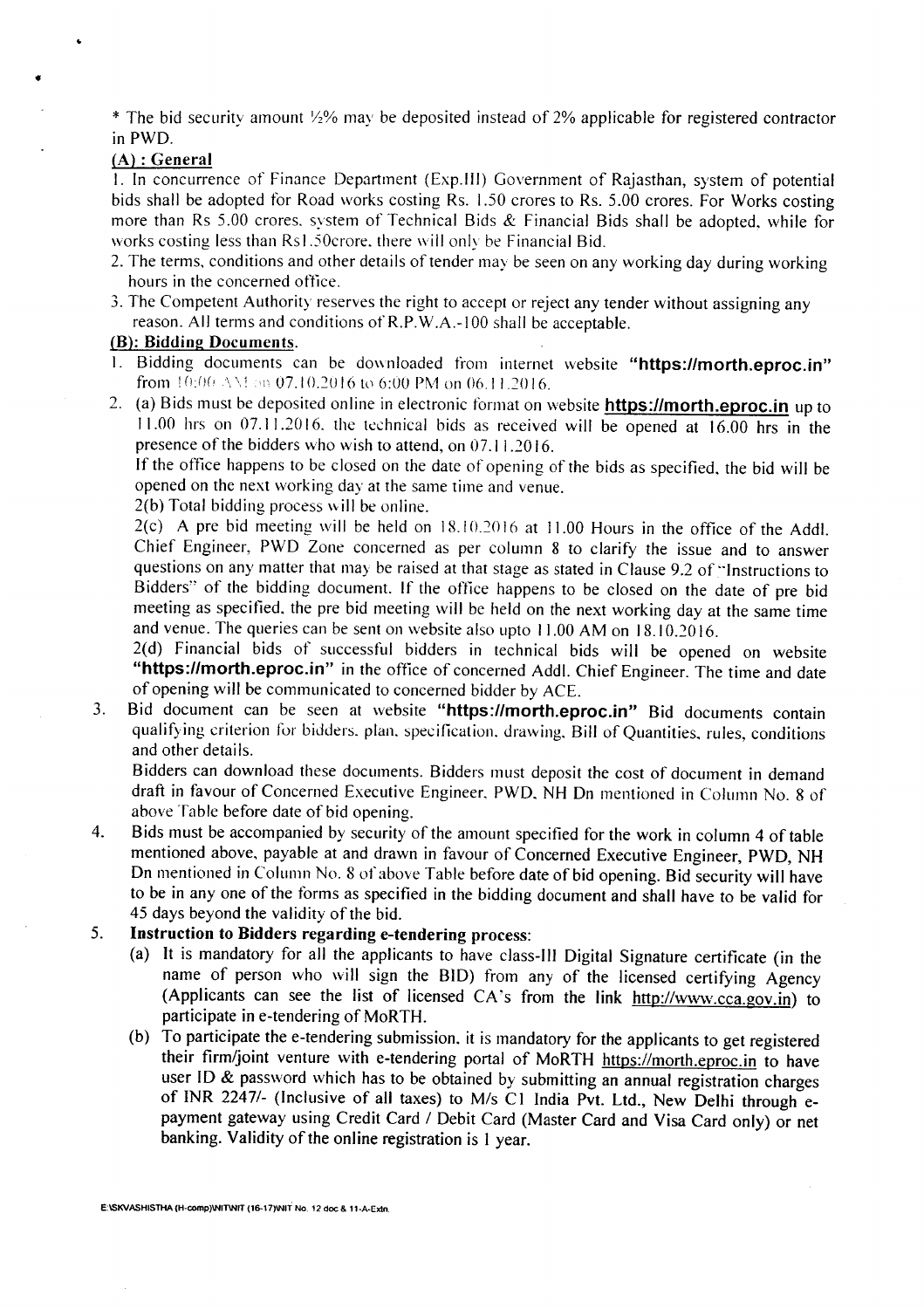* The bid security amount ½% may be deposited instead of 2% applicable for registered contractor in PWD.

**(A) : General**

1. In concurrence of Finance Department (Exp.III) Government of Rajasthan, system of potential bids shall be adopted for Road works costing Rs. 1.50 crores to Rs. 5.00 crores. For Works costing more than Rs 5.00 crores, system of Technical Bids & Financial Bids shall be adopted, while for works costing less than Rs1.50crore, there will only be Financial Bid.
2. The terms, conditions and other details of tender may be seen on any working day during working hours in the concerned office.
3. The Competent Authority reserves the right to accept or reject any tender without assigning any reason. All terms and conditions of R.P.W.A.-100 shall be acceptable.

**(B): Bidding Documents.**

1. Bidding documents can be downloaded from internet website **"https://morth.eproc.in"** from 10:00 AM on 07.10.2016 to 6:00 PM on 06.11.2016.
2. (a) Bids must be deposited online in electronic format on website **https://morth.eproc.in** up to 11.00 hrs on 07.11.2016, the technical bids as received will be opened at 16.00 hrs in the presence of the bidders who wish to attend, on 07.11.2016.

   If the office happens to be closed on the date of opening of the bids as specified, the bid will be opened on the next working day at the same time and venue.

   2(b) Total bidding process will be online.

   2(c) A pre bid meeting will be held on 18.10.2016 at 11.00 Hours in the office of the Addl. Chief Engineer, PWD Zone concerned as per column 8 to clarify the issue and to answer questions on any matter that may be raised at that stage as stated in Clause 9.2 of "Instructions to Bidders" of the bidding document. If the office happens to be closed on the date of pre bid meeting as specified, the pre bid meeting will be held on the next working day at the same time and venue. The queries can be sent on website also upto 11.00 AM on 18.10.2016.

   2(d) Financial bids of successful bidders in technical bids will be opened on website **"https://morth.eproc.in"** in the office of concerned Addl. Chief Engineer. The time and date of opening will be communicated to concerned bidder by ACE.
3. Bid document can be seen at website **"https://morth.eproc.in"** Bid documents contain qualifying criterion for bidders, plan, specification, drawing, Bill of Quantities, rules, conditions and other details.

   Bidders can download these documents. Bidders must deposit the cost of document in demand draft in favour of Concerned Executive Engineer, PWD, NH Dn mentioned in Column No. 8 of above Table before date of bid opening.
4. Bids must be accompanied by security of the amount specified for the work in column 4 of table mentioned above, payable at and drawn in favour of Concerned Executive Engineer, PWD, NH Dn mentioned in Column No. 8 of above Table before date of bid opening. Bid security will have to be in any one of the forms as specified in the bidding document and shall have to be valid for 45 days beyond the validity of the bid.
5. **Instruction to Bidders regarding e-tendering process:**
   (a) It is mandatory for all the applicants to have class-III Digital Signature certificate (in the name of person who will sign the BID) from any of the licensed certifying Agency (Applicants can see the list of licensed CA's from the link http://www.cca.gov.in) to participate in e-tendering of MoRTH.
   (b) To participate the e-tendering submission, it is mandatory for the applicants to get registered their firm/joint venture with e-tendering portal of MoRTH https://morth.eproc.in to have user ID & password which has to be obtained by submitting an annual registration charges of INR 2247/- (Inclusive of all taxes) to M/s C1 India Pvt. Ltd., New Delhi through e-payment gateway using Credit Card / Debit Card (Master Card and Visa Card only) or net banking. Validity of the online registration is 1 year.

E:\SKVASHISTHA (H-comp)\NIT\NIT (16-17)\NIT No. 12 doc & 11-A-Extn.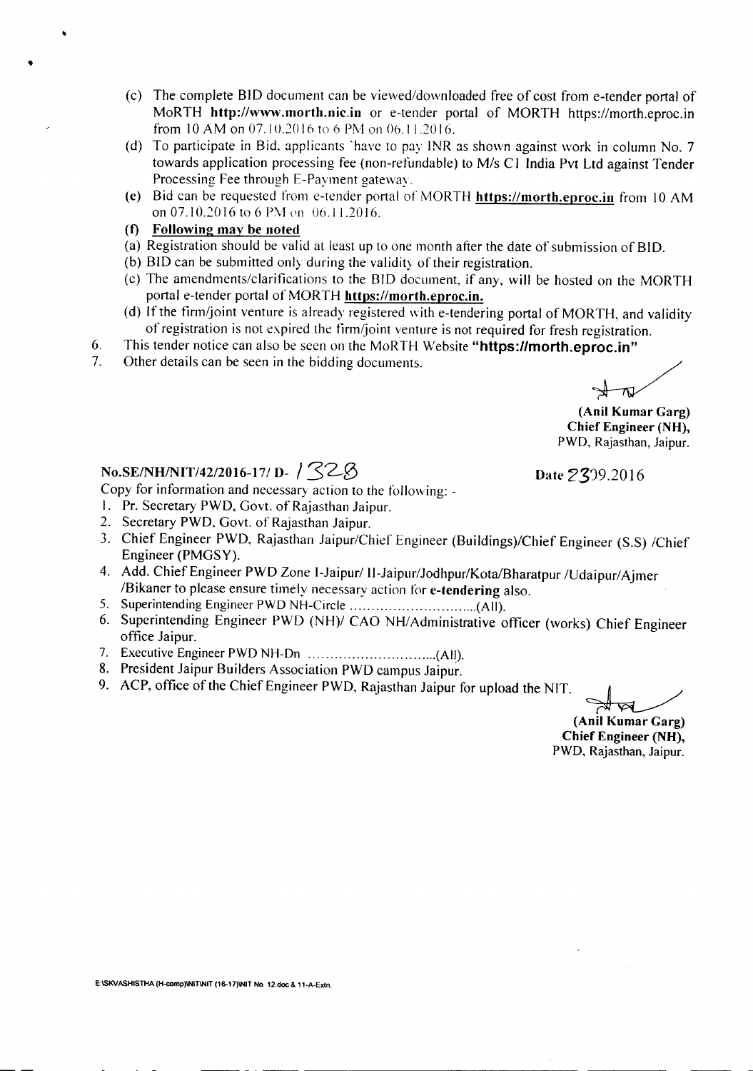(c) The complete BID document can be viewed/downloaded free of cost from e-tender portal of MoRTH **http://www.morth.nic.in** or e-tender portal of MORTH https://morth.eproc.in from 10 AM on 07.10.2016 to 6 PM on 06.11.2016.

(d) To participate in Bid, applicants 'have to pay INR as shown against work in column No. 7 towards application processing fee (non-refundable) to M/s C1 India Pvt Ltd against Tender Processing Fee through E-Payment gateway.

(e) Bid can be requested from e-tender portal of MORTH **https://morth.eproc.in** from 10 AM on 07.10.2016 to 6 PM on 06.11.2016.

**(f) Following may be noted**

(a) Registration should be valid at least up to one month after the date of submission of BID.

(b) BID can be submitted only during the validity of their registration.

(c) The amendments/clarifications to the BID document, if any, will be hosted on the MORTH portal e-tender portal of MORTH **https://morth.eproc.in.**

(d) If the firm/joint venture is already registered with e-tendering portal of MORTH, and validity of registration is not expired the firm/joint venture is not required for fresh registration.

6. This tender notice can also be seen on the MoRTH Website **"https://morth.eproc.in"**
7. Other details can be seen in the bidding documents.

**(Anil Kumar Garg)**
**Chief Engineer (NH),**
PWD, Rajasthan, Jaipur.

**No.SE/NH/NIT/42/2016-17/ D- 1328** **Date 23.09.2016**

Copy for information and necessary action to the following: -

1. Pr. Secretary PWD, Govt. of Rajasthan Jaipur.
2. Secretary PWD, Govt. of Rajasthan Jaipur.
3. Chief Engineer PWD, Rajasthan Jaipur/Chief Engineer (Buildings)/Chief Engineer (S.S) /Chief Engineer (PMGSY).
4. Add. Chief Engineer PWD Zone I-Jaipur/ II-Jaipur/Jodhpur/Kota/Bharatpur /Udaipur/Ajmer /Bikaner to please ensure timely necessary action for **e-tendering** also.
5. Superintending Engineer PWD NH-Circle ................................(All).
6. Superintending Engineer PWD (NH)/ CAO NH/Administrative officer (works) Chief Engineer office Jaipur.
7. Executive Engineer PWD NH-Dn ................................(All).
8. President Jaipur Builders Association PWD campus Jaipur.
9. ACP, office of the Chief Engineer PWD, Rajasthan Jaipur for upload the NIT.

**(Anil Kumar Garg)**
**Chief Engineer (NH),**
PWD, Rajasthan, Jaipur.

E:\SKVASHISTHA (H-comp)\NIT\NIT (16-17)\NIT No. 12.doc & 11-A-Extn.